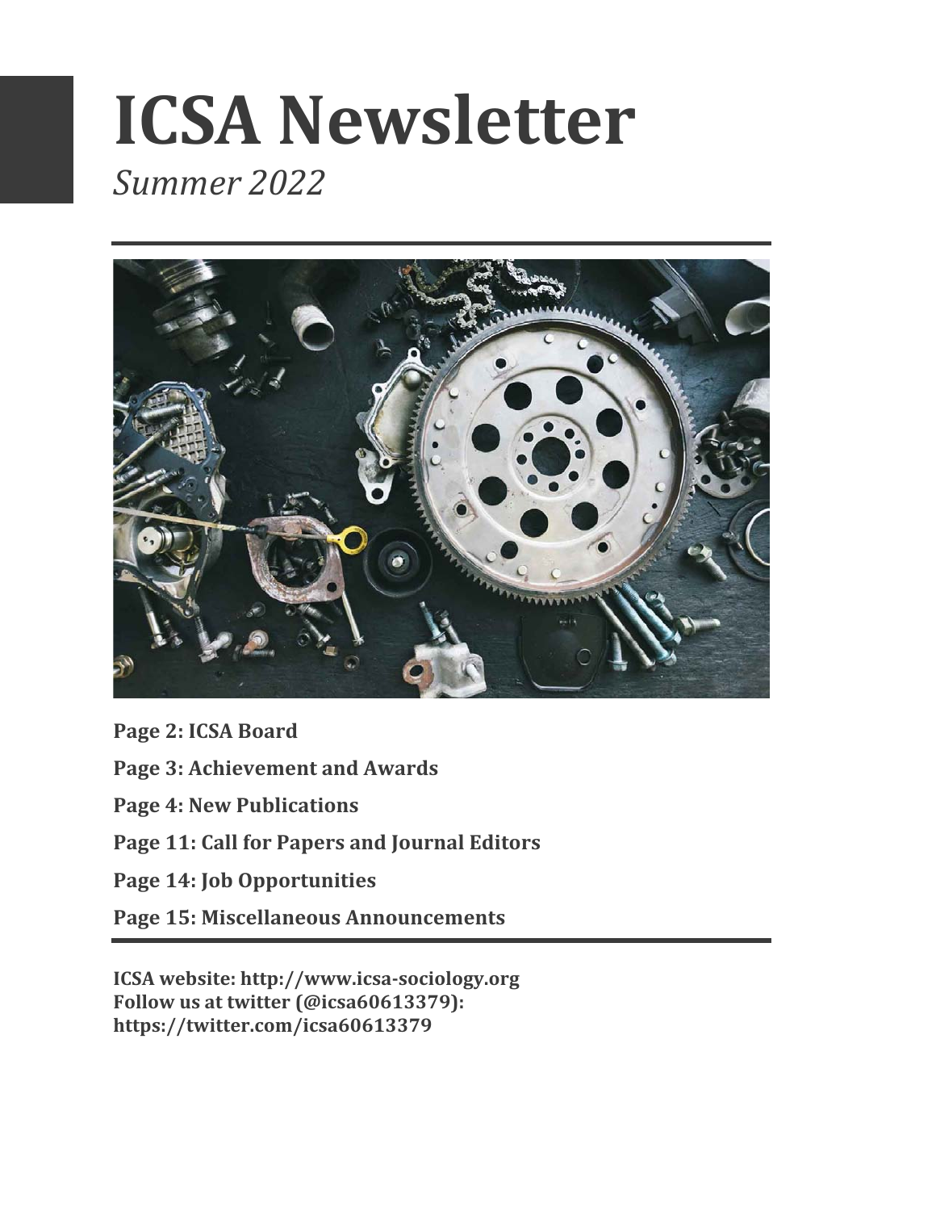# ICSA Newsletter

*Summer 2022*

**Page 2: ICSA Board**

**Page 3: Achievement and Awards**

**Page 4: New Publications**

**Page 11: Call for Papers and Journal Editors**

**Page 14: Job Opportunities**

**Page 15: Miscellaneous Announcements**

**ICSA website: http://www.icsa-sociology.org**
**Follow us at twitter (@icsa60613379):**
**https://twitter.com/icsa60613379**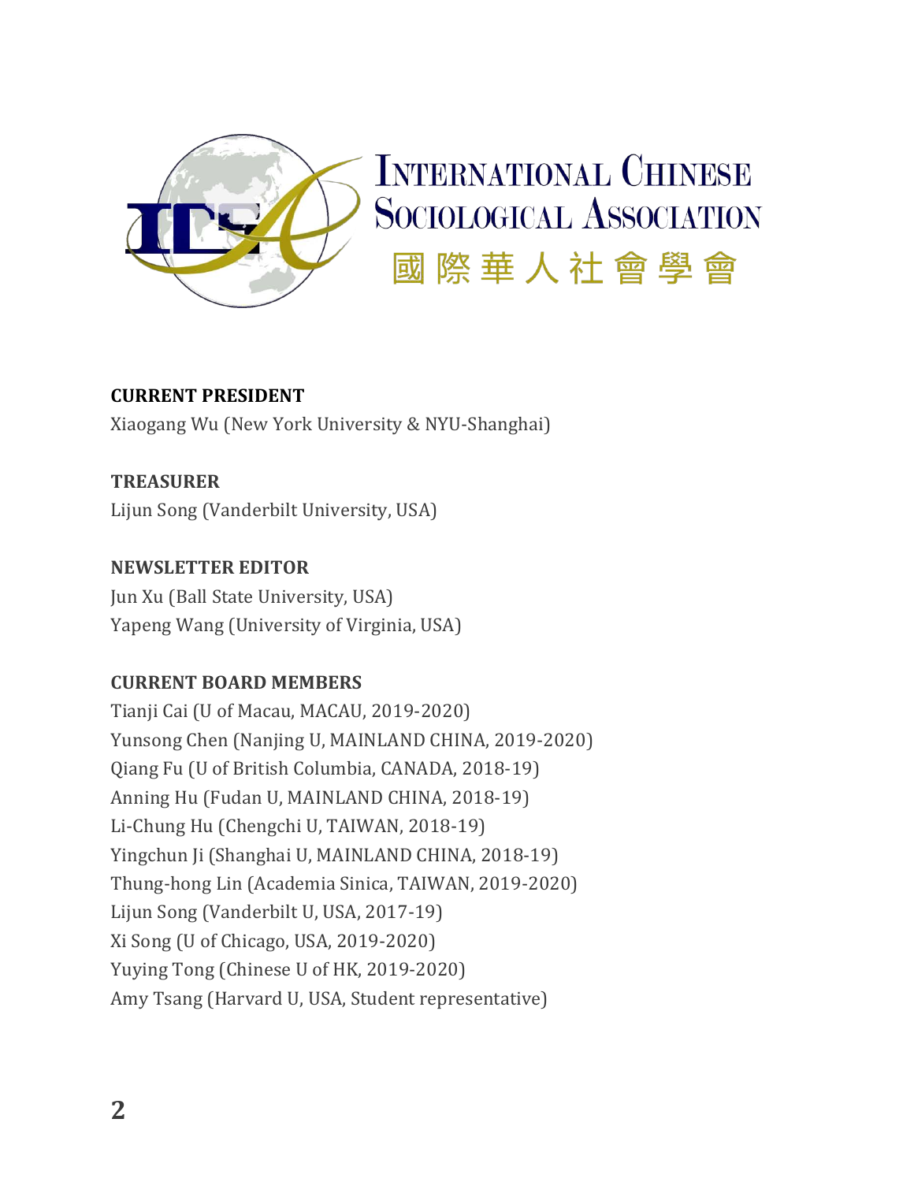# International Chinese Sociological Association

國際華人社會學會

**CURRENT PRESIDENT**

Xiaogang Wu (New York University & NYU-Shanghai)

**TREASURER**

Lijun Song (Vanderbilt University, USA)

**NEWSLETTER EDITOR**

Jun Xu (Ball State University, USA)
Yapeng Wang (University of Virginia, USA)

**CURRENT BOARD MEMBERS**

Tianji Cai (U of Macau, MACAU, 2019-2020)
Yunsong Chen (Nanjing U, MAINLAND CHINA, 2019-2020)
Qiang Fu (U of British Columbia, CANADA, 2018-19)
Anning Hu (Fudan U, MAINLAND CHINA, 2018-19)
Li-Chung Hu (Chengchi U, TAIWAN, 2018-19)
Yingchun Ji (Shanghai U, MAINLAND CHINA, 2018-19)
Thung-hong Lin (Academia Sinica, TAIWAN, 2019-2020)
Lijun Song (Vanderbilt U, USA, 2017-19)
Xi Song (U of Chicago, USA, 2019-2020)
Yuying Tong (Chinese U of HK, 2019-2020)
Amy Tsang (Harvard U, USA, Student representative)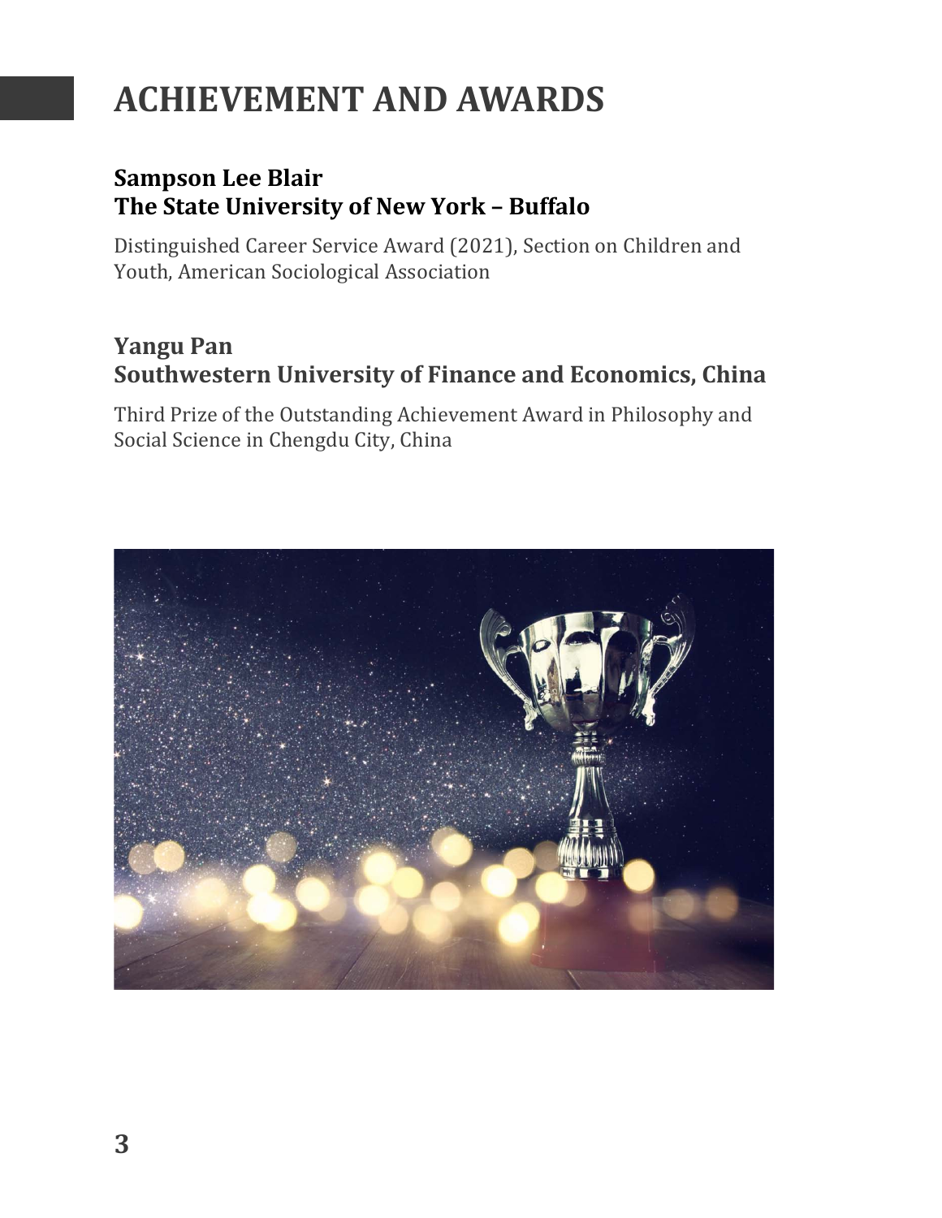# ACHIEVEMENT AND AWARDS

### Sampson Lee Blair
### The State University of New York – Buffalo

Distinguished Career Service Award (2021), Section on Children and Youth, American Sociological Association

### Yangu Pan
### Southwestern University of Finance and Economics, China

Third Prize of the Outstanding Achievement Award in Philosophy and Social Science in Chengdu City, China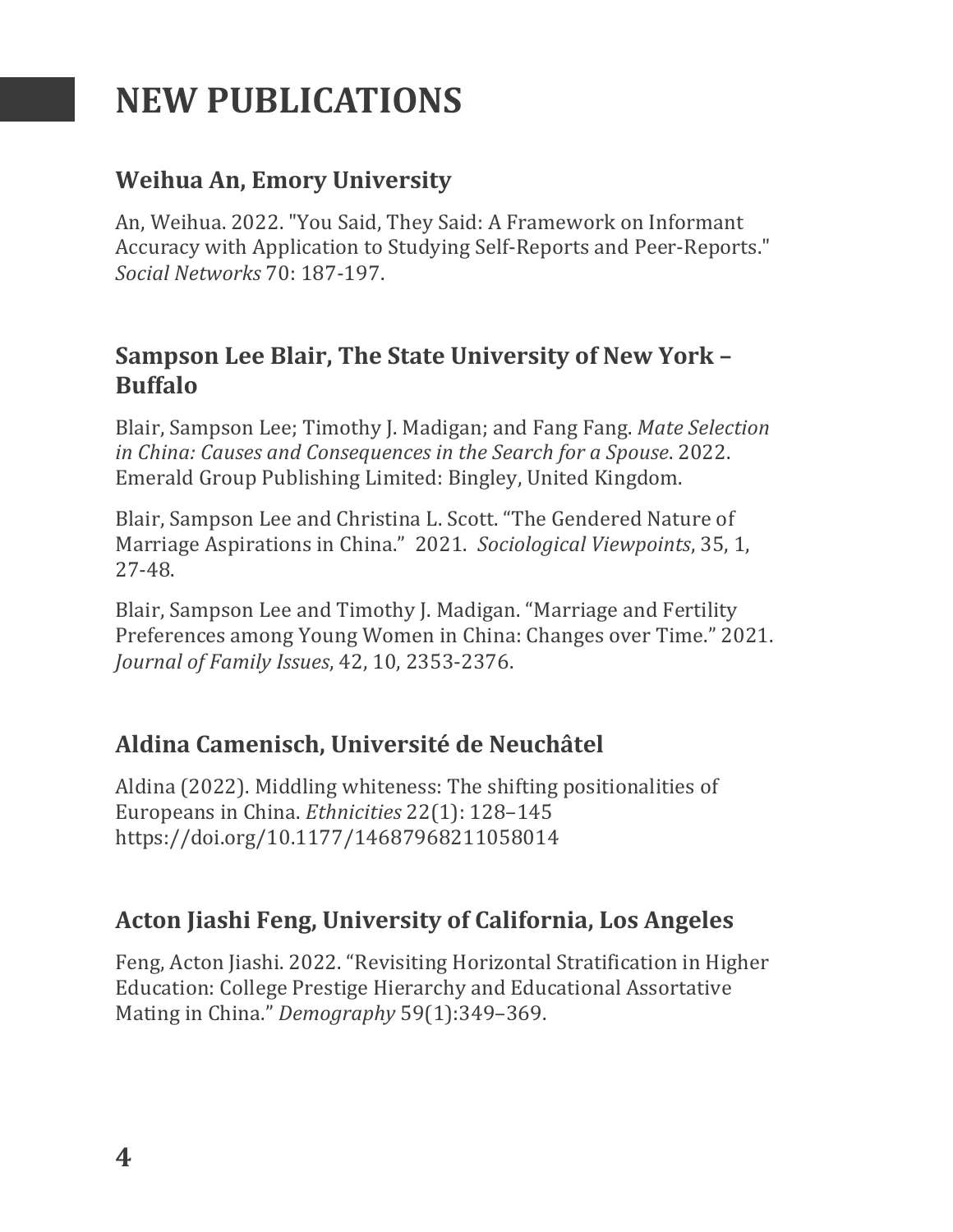# NEW PUBLICATIONS

## Weihua An, Emory University

An, Weihua. 2022. "You Said, They Said: A Framework on Informant Accuracy with Application to Studying Self-Reports and Peer-Reports." *Social Networks* 70: 187-197.

## Sampson Lee Blair, The State University of New York – Buffalo

Blair, Sampson Lee; Timothy J. Madigan; and Fang Fang. *Mate Selection in China: Causes and Consequences in the Search for a Spouse*. 2022. Emerald Group Publishing Limited: Bingley, United Kingdom.

Blair, Sampson Lee and Christina L. Scott. "The Gendered Nature of Marriage Aspirations in China." 2021. *Sociological Viewpoints*, 35, 1, 27-48.

Blair, Sampson Lee and Timothy J. Madigan. "Marriage and Fertility Preferences among Young Women in China: Changes over Time." 2021. *Journal of Family Issues*, 42, 10, 2353-2376.

## Aldina Camenisch, Université de Neuchâtel

Aldina (2022). Middling whiteness: The shifting positionalities of Europeans in China. *Ethnicities* 22(1): 128–145 https://doi.org/10.1177/14687968211058014

## Acton Jiashi Feng, University of California, Los Angeles

Feng, Acton Jiashi. 2022. "Revisiting Horizontal Stratification in Higher Education: College Prestige Hierarchy and Educational Assortative Mating in China." *Demography* 59(1):349–369.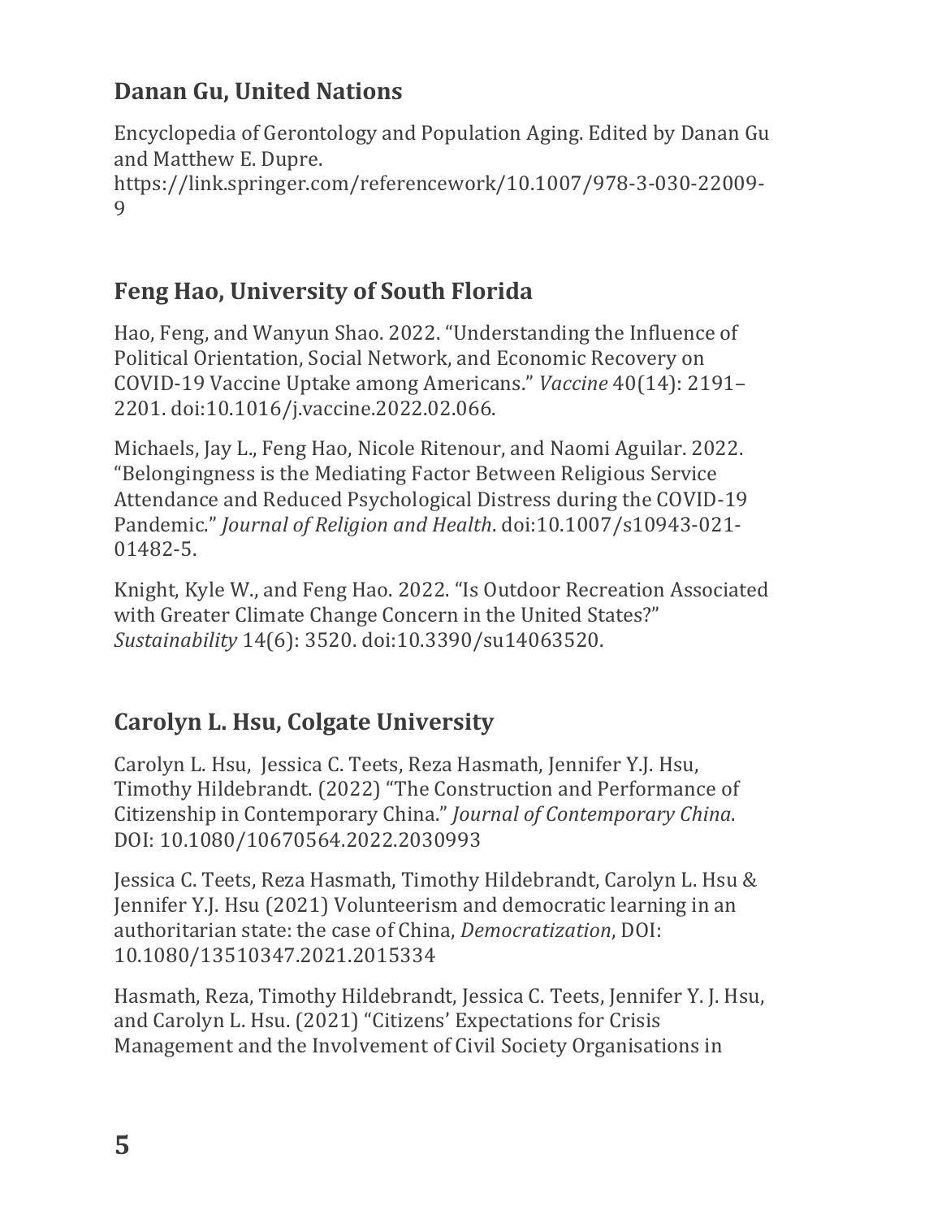## Danan Gu, United Nations

Encyclopedia of Gerontology and Population Aging. Edited by Danan Gu and Matthew E. Dupre.
https://link.springer.com/referencework/10.1007/978-3-030-22009-9

## Feng Hao, University of South Florida

Hao, Feng, and Wanyun Shao. 2022. "Understanding the Influence of Political Orientation, Social Network, and Economic Recovery on COVID-19 Vaccine Uptake among Americans." *Vaccine* 40(14): 2191–2201. doi:10.1016/j.vaccine.2022.02.066.

Michaels, Jay L., Feng Hao, Nicole Ritenour, and Naomi Aguilar. 2022. "Belongingness is the Mediating Factor Between Religious Service Attendance and Reduced Psychological Distress during the COVID-19 Pandemic." *Journal of Religion and Health*. doi:10.1007/s10943-021-01482-5.

Knight, Kyle W., and Feng Hao. 2022. "Is Outdoor Recreation Associated with Greater Climate Change Concern in the United States?" *Sustainability* 14(6): 3520. doi:10.3390/su14063520.

## Carolyn L. Hsu, Colgate University

Carolyn L. Hsu, Jessica C. Teets, Reza Hasmath, Jennifer Y.J. Hsu, Timothy Hildebrandt. (2022) "The Construction and Performance of Citizenship in Contemporary China." *Journal of Contemporary China*. DOI: 10.1080/10670564.2022.2030993

Jessica C. Teets, Reza Hasmath, Timothy Hildebrandt, Carolyn L. Hsu & Jennifer Y.J. Hsu (2021) Volunteerism and democratic learning in an authoritarian state: the case of China, *Democratization*, DOI: 10.1080/13510347.2021.2015334

Hasmath, Reza, Timothy Hildebrandt, Jessica C. Teets, Jennifer Y. J. Hsu, and Carolyn L. Hsu. (2021) "Citizens' Expectations for Crisis Management and the Involvement of Civil Society Organisations in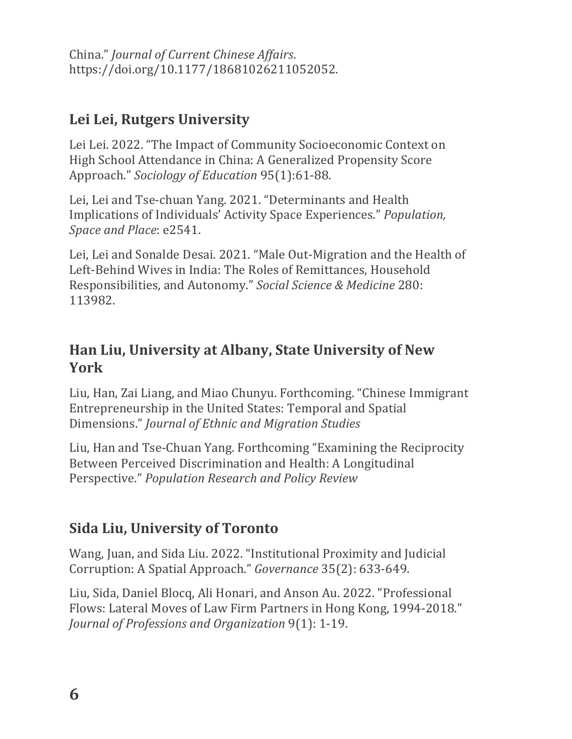China." *Journal of Current Chinese Affairs*. https://doi.org/10.1177/18681026211052052.

## Lei Lei, Rutgers University

Lei Lei. 2022. "The Impact of Community Socioeconomic Context on High School Attendance in China: A Generalized Propensity Score Approach." *Sociology of Education* 95(1):61-88.

Lei, Lei and Tse-chuan Yang. 2021. "Determinants and Health Implications of Individuals' Activity Space Experiences." *Population, Space and Place*: e2541.

Lei, Lei and Sonalde Desai. 2021. "Male Out-Migration and the Health of Left-Behind Wives in India: The Roles of Remittances, Household Responsibilities, and Autonomy." *Social Science & Medicine* 280: 113982.

## Han Liu, University at Albany, State University of New York

Liu, Han, Zai Liang, and Miao Chunyu. Forthcoming. "Chinese Immigrant Entrepreneurship in the United States: Temporal and Spatial Dimensions." *Journal of Ethnic and Migration Studies*

Liu, Han and Tse-Chuan Yang. Forthcoming "Examining the Reciprocity Between Perceived Discrimination and Health: A Longitudinal Perspective." *Population Research and Policy Review*

## Sida Liu, University of Toronto

Wang, Juan, and Sida Liu. 2022. "Institutional Proximity and Judicial Corruption: A Spatial Approach." *Governance* 35(2): 633-649.

Liu, Sida, Daniel Blocq, Ali Honari, and Anson Au. 2022. "Professional Flows: Lateral Moves of Law Firm Partners in Hong Kong, 1994-2018." *Journal of Professions and Organization* 9(1): 1-19.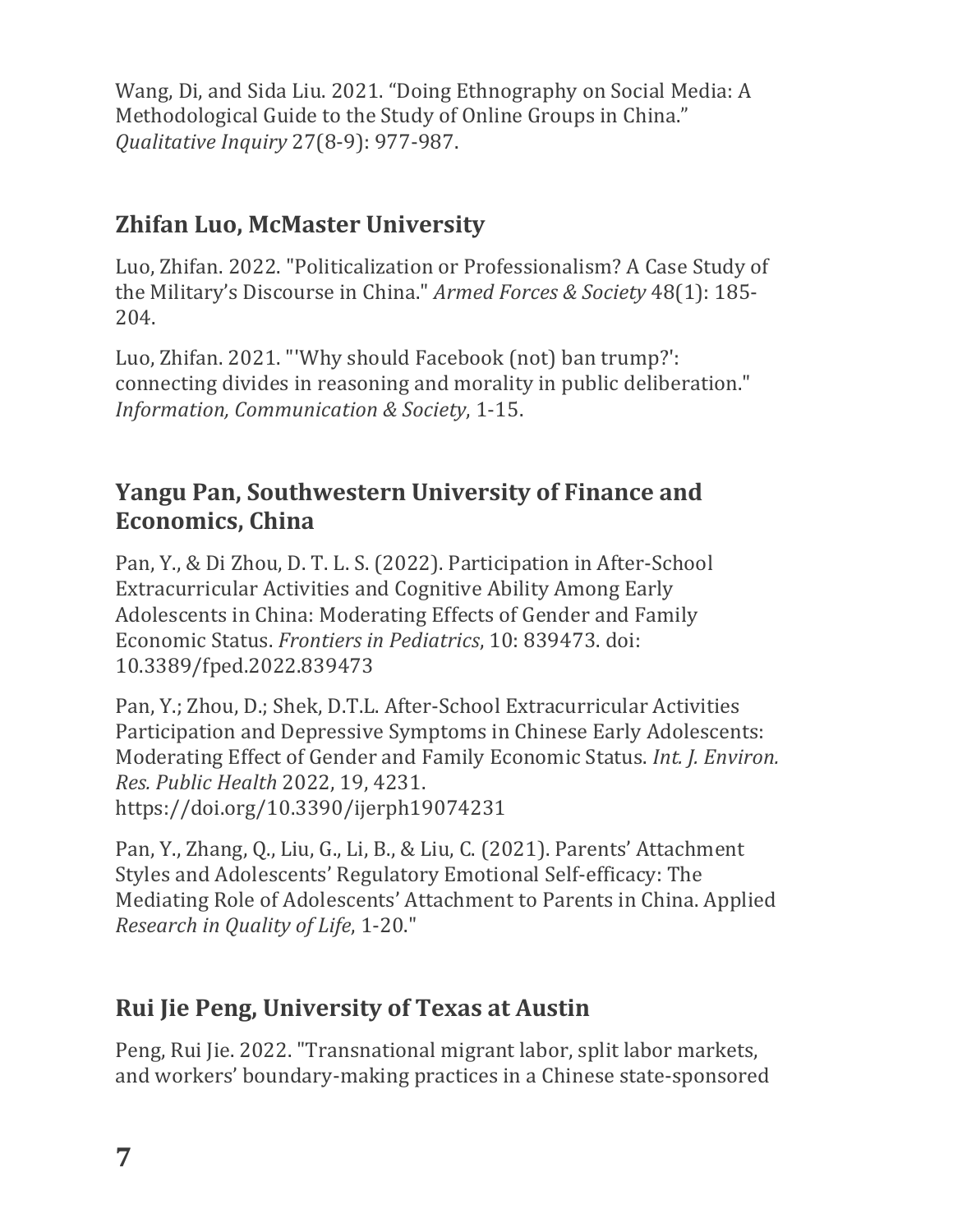Wang, Di, and Sida Liu. 2021. "Doing Ethnography on Social Media: A Methodological Guide to the Study of Online Groups in China." *Qualitative Inquiry* 27(8-9): 977-987.

## Zhifan Luo, McMaster University

Luo, Zhifan. 2022. "Politicalization or Professionalism? A Case Study of the Military's Discourse in China." *Armed Forces & Society* 48(1): 185-204.

Luo, Zhifan. 2021. "'Why should Facebook (not) ban trump?': connecting divides in reasoning and morality in public deliberation." *Information, Communication & Society*, 1-15.

## Yangu Pan, Southwestern University of Finance and Economics, China

Pan, Y., & Di Zhou, D. T. L. S. (2022). Participation in After-School Extracurricular Activities and Cognitive Ability Among Early Adolescents in China: Moderating Effects of Gender and Family Economic Status. *Frontiers in Pediatrics*, 10: 839473. doi: 10.3389/fped.2022.839473

Pan, Y.; Zhou, D.; Shek, D.T.L. After-School Extracurricular Activities Participation and Depressive Symptoms in Chinese Early Adolescents: Moderating Effect of Gender and Family Economic Status. *Int. J. Environ. Res. Public Health* 2022, 19, 4231. https://doi.org/10.3390/ijerph19074231

Pan, Y., Zhang, Q., Liu, G., Li, B., & Liu, C. (2021). Parents' Attachment Styles and Adolescents' Regulatory Emotional Self-efficacy: The Mediating Role of Adolescents' Attachment to Parents in China. Applied *Research in Quality of Life*, 1-20."

## Rui Jie Peng, University of Texas at Austin

Peng, Rui Jie. 2022. "Transnational migrant labor, split labor markets, and workers' boundary-making practices in a Chinese state-sponsored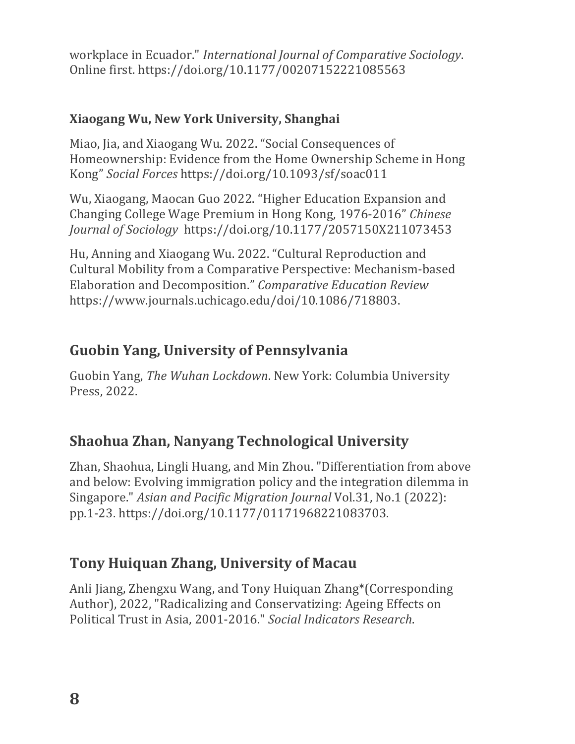workplace in Ecuador." *International Journal of Comparative Sociology*. Online first. https://doi.org/10.1177/00207152221085563

**Xiaogang Wu, New York University, Shanghai**

Miao, Jia, and Xiaogang Wu. 2022. "Social Consequences of Homeownership: Evidence from the Home Ownership Scheme in Hong Kong" *Social Forces* https://doi.org/10.1093/sf/soac011

Wu, Xiaogang, Maocan Guo 2022. "Higher Education Expansion and Changing College Wage Premium in Hong Kong, 1976-2016" *Chinese Journal of Sociology* https://doi.org/10.1177/2057150X211073453

Hu, Anning and Xiaogang Wu. 2022. "Cultural Reproduction and Cultural Mobility from a Comparative Perspective: Mechanism-based Elaboration and Decomposition." *Comparative Education Review* https://www.journals.uchicago.edu/doi/10.1086/718803.

## Guobin Yang, University of Pennsylvania

Guobin Yang, *The Wuhan Lockdown*. New York: Columbia University Press, 2022.

## Shaohua Zhan, Nanyang Technological University

Zhan, Shaohua, Lingli Huang, and Min Zhou. "Differentiation from above and below: Evolving immigration policy and the integration dilemma in Singapore." *Asian and Pacific Migration Journal* Vol.31, No.1 (2022): pp.1-23. https://doi.org/10.1177/01171968221083703.

## Tony Huiquan Zhang, University of Macau

Anli Jiang, Zhengxu Wang, and Tony Huiquan Zhang*(Corresponding Author), 2022, "Radicalizing and Conservatizing: Ageing Effects on Political Trust in Asia, 2001-2016." *Social Indicators Research*.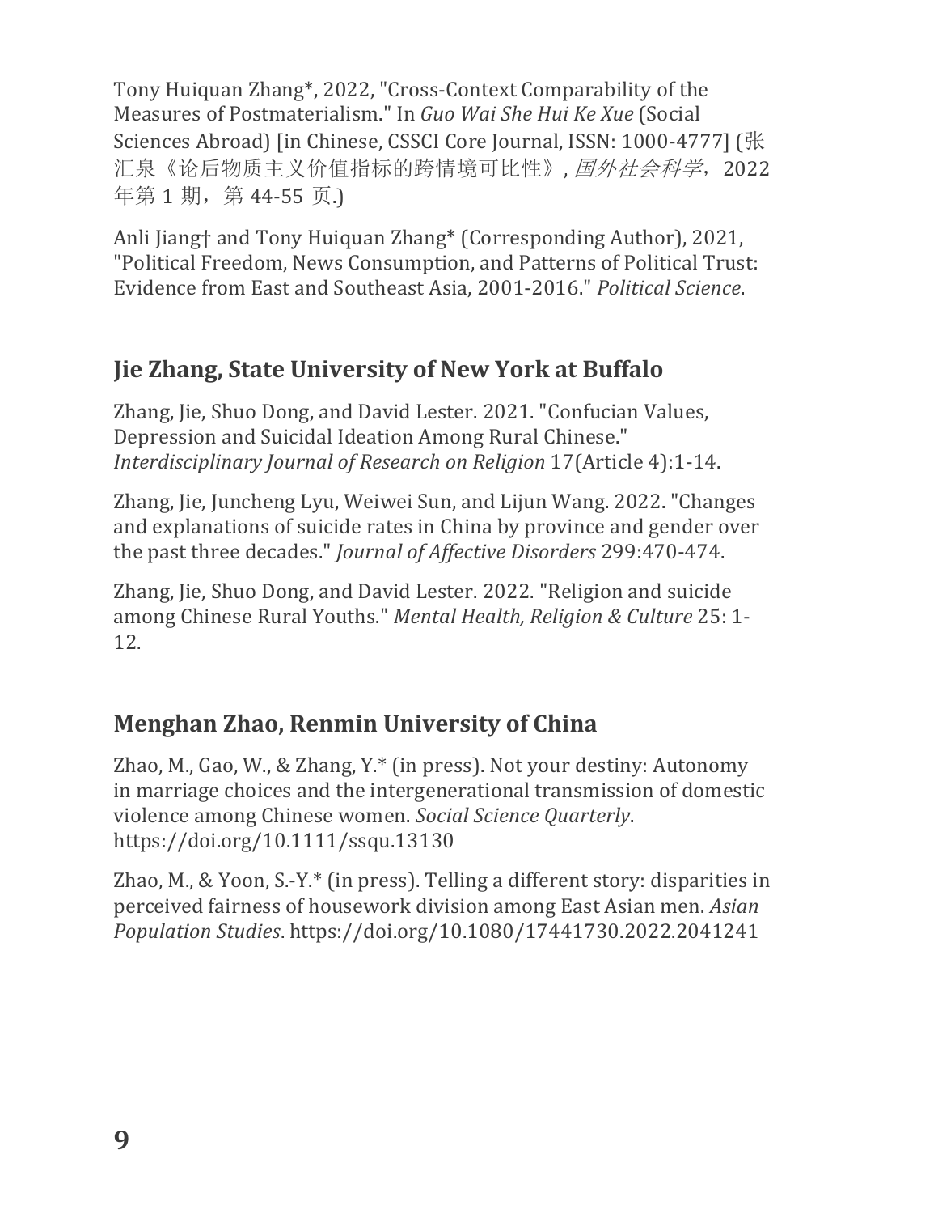Tony Huiquan Zhang*, 2022, "Cross-Context Comparability of the Measures of Postmaterialism." In *Guo Wai She Hui Ke Xue* (Social Sciences Abroad) [in Chinese, CSSCI Core Journal, ISSN: 1000-4777] (张汇泉《论后物质主义价值指标的跨情境可比性》, *国外社会科学*，2022 年第 1 期，第 44-55 页.)

Anli Jiang† and Tony Huiquan Zhang* (Corresponding Author), 2021, "Political Freedom, News Consumption, and Patterns of Political Trust: Evidence from East and Southeast Asia, 2001-2016." *Political Science*.

## Jie Zhang, State University of New York at Buffalo

Zhang, Jie, Shuo Dong, and David Lester. 2021. "Confucian Values, Depression and Suicidal Ideation Among Rural Chinese." *Interdisciplinary Journal of Research on Religion* 17(Article 4):1-14.

Zhang, Jie, Juncheng Lyu, Weiwei Sun, and Lijun Wang. 2022. "Changes and explanations of suicide rates in China by province and gender over the past three decades." *Journal of Affective Disorders* 299:470-474.

Zhang, Jie, Shuo Dong, and David Lester. 2022. "Religion and suicide among Chinese Rural Youths." *Mental Health, Religion & Culture* 25: 1-12.

## Menghan Zhao, Renmin University of China

Zhao, M., Gao, W., & Zhang, Y.* (in press). Not your destiny: Autonomy in marriage choices and the intergenerational transmission of domestic violence among Chinese women. *Social Science Quarterly*. https://doi.org/10.1111/ssqu.13130

Zhao, M., & Yoon, S.-Y.* (in press). Telling a different story: disparities in perceived fairness of housework division among East Asian men. *Asian Population Studies*. https://doi.org/10.1080/17441730.2022.2041241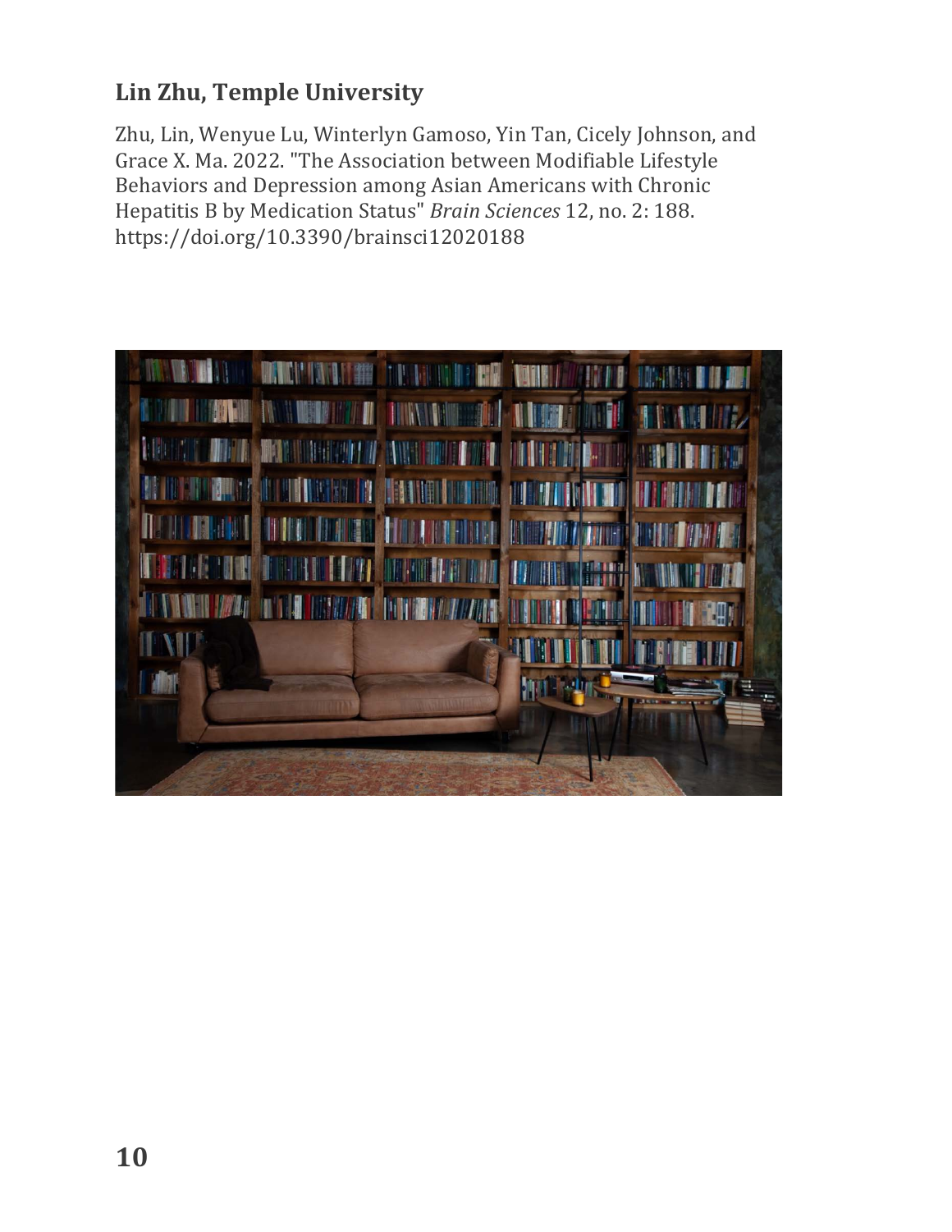## Lin Zhu, Temple University

Zhu, Lin, Wenyue Lu, Winterlyn Gamoso, Yin Tan, Cicely Johnson, and Grace X. Ma. 2022. "The Association between Modifiable Lifestyle Behaviors and Depression among Asian Americans with Chronic Hepatitis B by Medication Status" *Brain Sciences* 12, no. 2: 188. https://doi.org/10.3390/brainsci12020188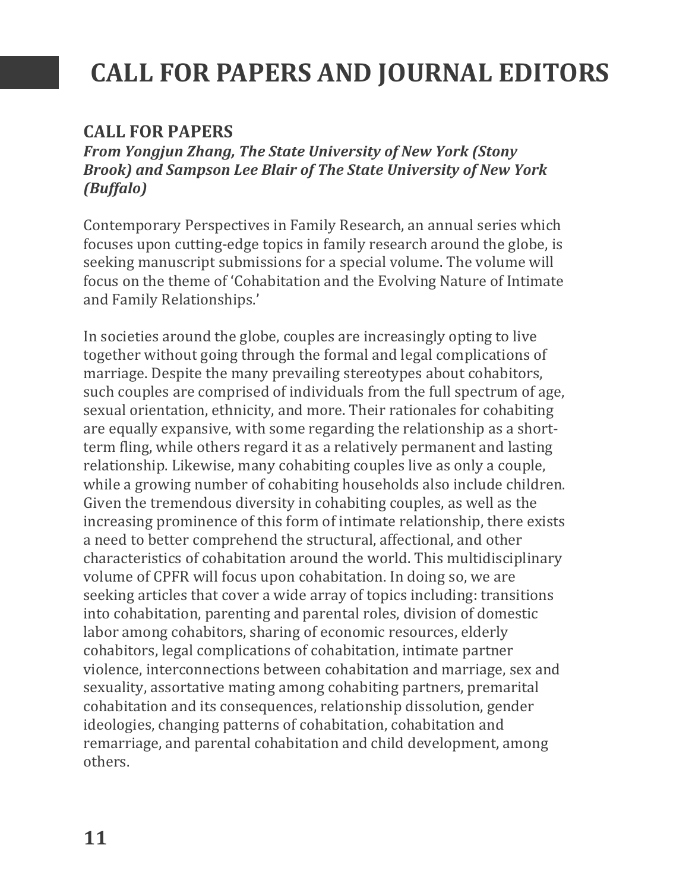# CALL FOR PAPERS AND JOURNAL EDITORS

## CALL FOR PAPERS

***From Yongjun Zhang, The State University of New York (Stony Brook) and Sampson Lee Blair of The State University of New York (Buffalo)***

Contemporary Perspectives in Family Research, an annual series which focuses upon cutting-edge topics in family research around the globe, is seeking manuscript submissions for a special volume. The volume will focus on the theme of 'Cohabitation and the Evolving Nature of Intimate and Family Relationships.'

In societies around the globe, couples are increasingly opting to live together without going through the formal and legal complications of marriage. Despite the many prevailing stereotypes about cohabitors, such couples are comprised of individuals from the full spectrum of age, sexual orientation, ethnicity, and more. Their rationales for cohabiting are equally expansive, with some regarding the relationship as a short-term fling, while others regard it as a relatively permanent and lasting relationship. Likewise, many cohabiting couples live as only a couple, while a growing number of cohabiting households also include children. Given the tremendous diversity in cohabiting couples, as well as the increasing prominence of this form of intimate relationship, there exists a need to better comprehend the structural, affectional, and other characteristics of cohabitation around the world. This multidisciplinary volume of CPFR will focus upon cohabitation. In doing so, we are seeking articles that cover a wide array of topics including: transitions into cohabitation, parenting and parental roles, division of domestic labor among cohabitors, sharing of economic resources, elderly cohabitors, legal complications of cohabitation, intimate partner violence, interconnections between cohabitation and marriage, sex and sexuality, assortative mating among cohabiting partners, premarital cohabitation and its consequences, relationship dissolution, gender ideologies, changing patterns of cohabitation, cohabitation and remarriage, and parental cohabitation and child development, among others.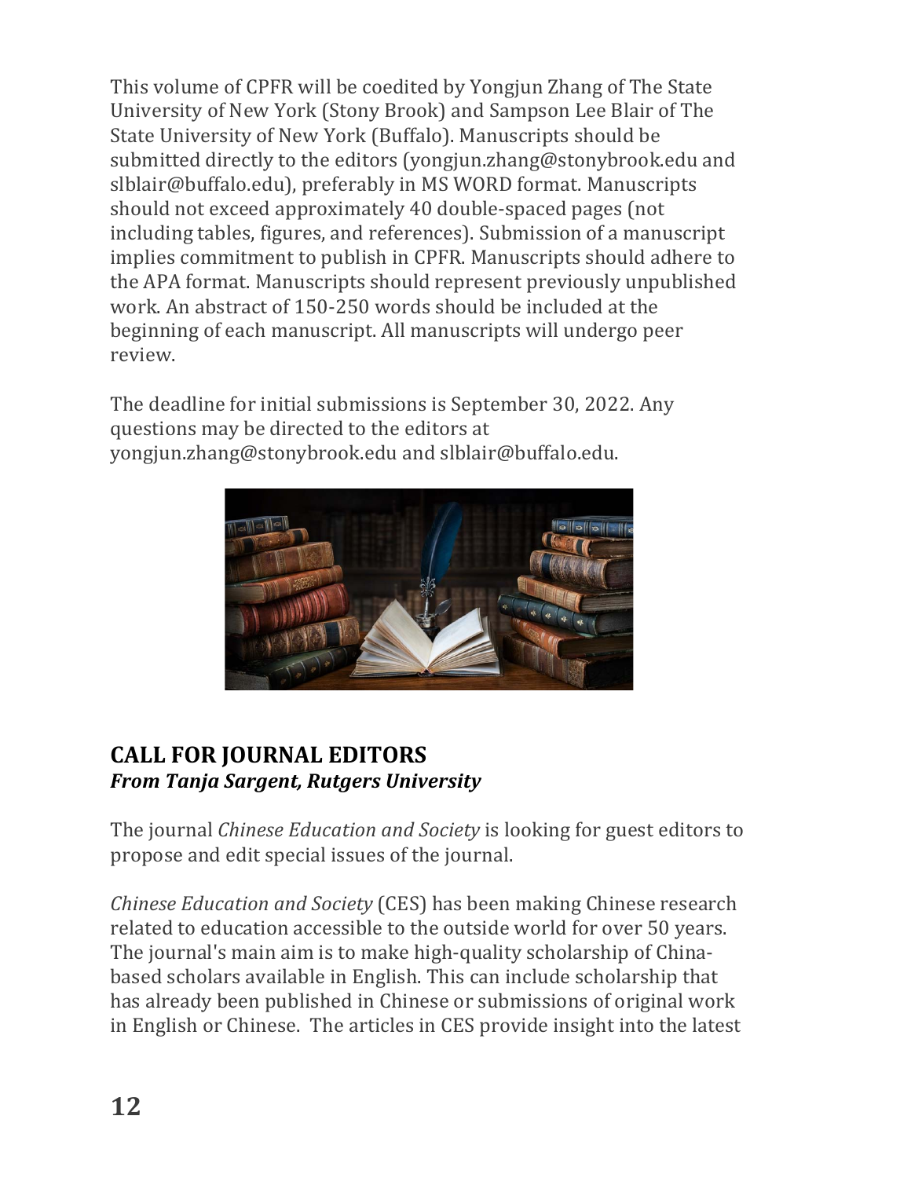This volume of CPFR will be coedited by Yongjun Zhang of The State University of New York (Stony Brook) and Sampson Lee Blair of The State University of New York (Buffalo). Manuscripts should be submitted directly to the editors (yongjun.zhang@stonybrook.edu and slblair@buffalo.edu), preferably in MS WORD format. Manuscripts should not exceed approximately 40 double-spaced pages (not including tables, figures, and references). Submission of a manuscript implies commitment to publish in CPFR. Manuscripts should adhere to the APA format. Manuscripts should represent previously unpublished work. An abstract of 150-250 words should be included at the beginning of each manuscript. All manuscripts will undergo peer review.

The deadline for initial submissions is September 30, 2022. Any questions may be directed to the editors at yongjun.zhang@stonybrook.edu and slblair@buffalo.edu.

## CALL FOR JOURNAL EDITORS

***From Tanja Sargent, Rutgers University***

The journal *Chinese Education and Society* is looking for guest editors to propose and edit special issues of the journal.

*Chinese Education and Society* (CES) has been making Chinese research related to education accessible to the outside world for over 50 years. The journal's main aim is to make high-quality scholarship of China-based scholars available in English. This can include scholarship that has already been published in Chinese or submissions of original work in English or Chinese. The articles in CES provide insight into the latest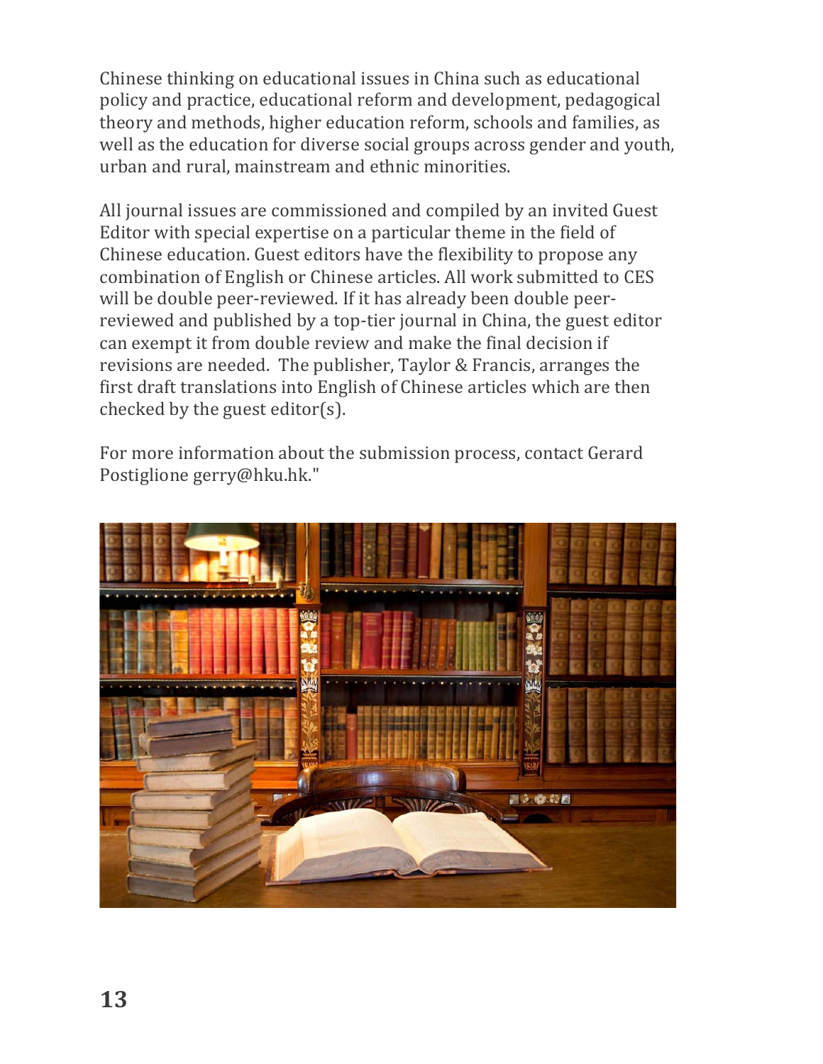Chinese thinking on educational issues in China such as educational policy and practice, educational reform and development, pedagogical theory and methods, higher education reform, schools and families, as well as the education for diverse social groups across gender and youth, urban and rural, mainstream and ethnic minorities.

All journal issues are commissioned and compiled by an invited Guest Editor with special expertise on a particular theme in the field of Chinese education. Guest editors have the flexibility to propose any combination of English or Chinese articles. All work submitted to CES will be double peer-reviewed. If it has already been double peer-reviewed and published by a top-tier journal in China, the guest editor can exempt it from double review and make the final decision if revisions are needed. The publisher, Taylor & Francis, arranges the first draft translations into English of Chinese articles which are then checked by the guest editor(s).

For more information about the submission process, contact Gerard Postiglione gerry@hku.hk."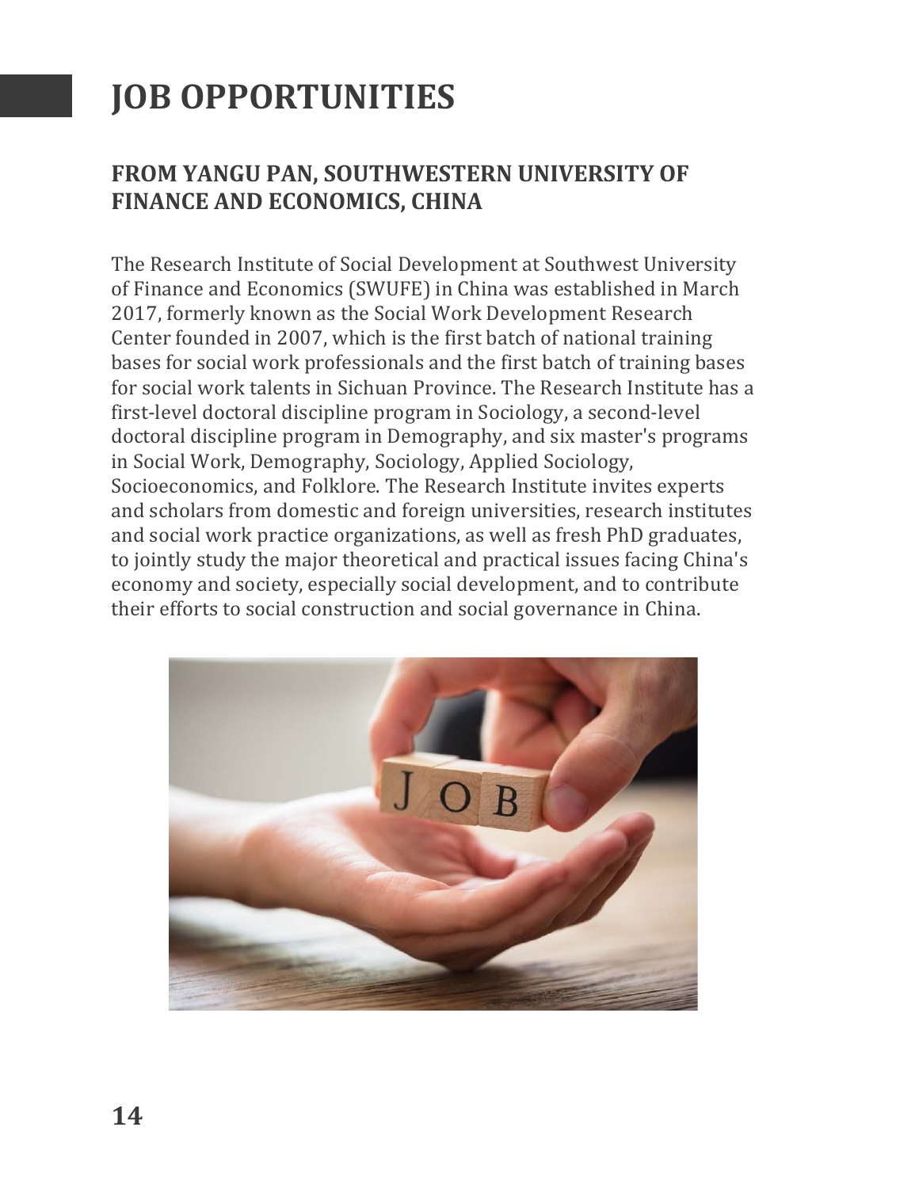# JOB OPPORTUNITIES

## FROM YANGU PAN, SOUTHWESTERN UNIVERSITY OF FINANCE AND ECONOMICS, CHINA

The Research Institute of Social Development at Southwest University of Finance and Economics (SWUFE) in China was established in March 2017, formerly known as the Social Work Development Research Center founded in 2007, which is the first batch of national training bases for social work professionals and the first batch of training bases for social work talents in Sichuan Province. The Research Institute has a first-level doctoral discipline program in Sociology, a second-level doctoral discipline program in Demography, and six master's programs in Social Work, Demography, Sociology, Applied Sociology, Socioeconomics, and Folklore. The Research Institute invites experts and scholars from domestic and foreign universities, research institutes and social work practice organizations, as well as fresh PhD graduates, to jointly study the major theoretical and practical issues facing China's economy and society, especially social development, and to contribute their efforts to social construction and social governance in China.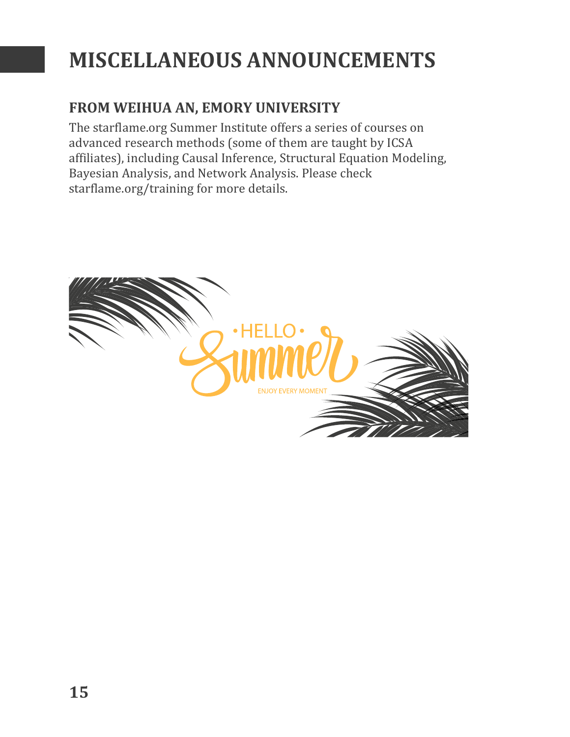# MISCELLANEOUS ANNOUNCEMENTS

## FROM WEIHUA AN, EMORY UNIVERSITY

The starflame.org Summer Institute offers a series of courses on advanced research methods (some of them are taught by ICSA affiliates), including Causal Inference, Structural Equation Modeling, Bayesian Analysis, and Network Analysis. Please check starflame.org/training for more details.